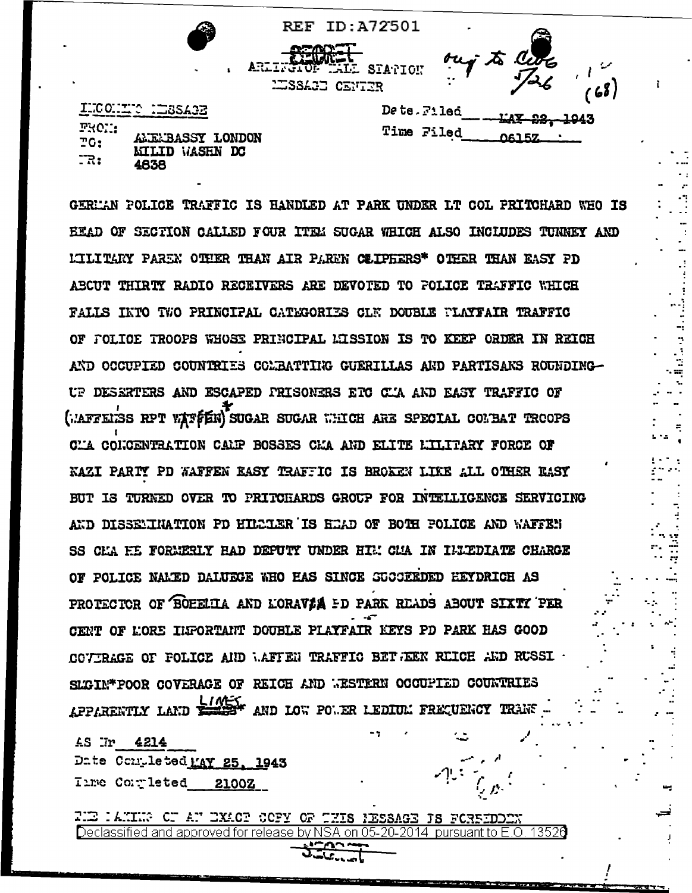REF ID:A72501

SECRET

ARLINGTON HALL STATION
MESSAGE CENTER

orig to Cwo 5/26 (68)

INCOMING MESSAGE

FROM: AMEMBASSY LONDON
TO: MILID WASHN DC
NR: 4838

Date Filed MAY 23, 1943
Time Filed 0615Z

GERMAN POLICE TRAFFIC IS HANDLED AT PARK UNDER LT COL PRITCHARD WHO IS HEAD OF SECTION CALLED FOUR ITEM SUGAR WHICH ALSO INCLUDES TUNNEY AND MILITARY PAREN OTHER THAN AIR PAREN CIPHERS* OTHER THAN EASY PD ABOUT THIRTY RADIO RECEIVERS ARE DEVOTED TO POLICE TRAFFIC WHICH FALLS INTO TWO PRINCIPAL CATEGORIES CLN DOUBLE PLAYFAIR TRAFFIC OF POLICE TROOPS WHOSE PRINCIPAL MISSION IS TO KEEP ORDER IN REICH AND OCCUPIED COUNTRIES COMBATTING GUERILLAS AND PARTISANS ROUNDING-UP DESERTERS AND ESCAPED PRISONERS ETC CMA AND EASY TRAFFIC OF (WAFFENSS RPT WAFFEN) SUGAR SUGAR WHICH ARE SPECIAL COMBAT TROOPS CMA CONCENTRATION CAMP BOSSES CMA AND ELITE MILITARY FORCE OF NAZI PARTY PD WAFFEN EASY TRAFFIC IS BROKEN LIKE ALL OTHER EASY BUT IS TURNED OVER TO PRITCHARDS GROUP FOR INTELLIGENCE SERVICING AND DISSEMINATION PD HIMMLER IS HEAD OF BOTH POLICE AND WAFFEN SS CMA HE FORMERLY HAD DEPUTY UNDER HIM CMA IN IMMEDIATE CHARGE OF POLICE NAMED DALUEGE WHO HAS SINCE SUCCEEDED HEYDRICH AS PROTECTOR OF BOHEMIA AND MORAVIA PD PARK READS ABOUT SIXTY PER CENT OF MORE IMPORTANT DOUBLE PLAYFAIR KEYS PD PARK HAS GOOD COVERAGE OF POLICE AND WAFFEN TRAFFIC BETWEEN REICH AND RUSSI SLGIN*POOR COVERAGE OF REICH AND WESTERN OCCUPIED COUNTRIES APPARENTLY LAND LINES* AND LOW POWER MEDIUM FREQUENCY TRANS -

AS Nr 4214
Date Completed MAY 25, 1943
Time Completed 2100Z

THE MAKING OF AN EXACT COPY OF THIS MESSAGE IS FORBIDDEN

SECRET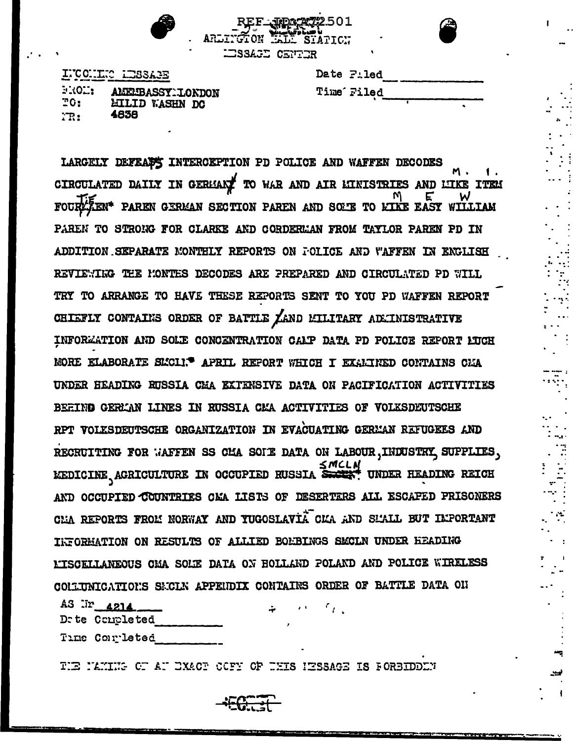REF ID:A72501
ARLINGTON HALL STATION
MESSAGE CENTER

INCOMING MESSAGE

FROM: AMEMBASSY LONDON
TO: MILID WASHN DC
NR: 4838

Date Filed ____________
Time Filed ____________

LARGELY DEFEATS INTERCEPTION PD POLICE AND WAFFEN DECODES CIRCULATED DAILY IN GERMANY TO WAR AND AIR MINISTRIES AND MIKE ITEM FOURTEEN* PAREN GERMAN SECTION PAREN AND SOME TO MIKE EASY WILLIAM PAREN TO STRONG FOR CLARKE AND CORDERMAN FROM TAYLOR PAREN PD IN ADDITION SEPARATE MONTHLY REPORTS ON POLICE AND WAFFEN IN ENGLISH REVIEWING THE MONTHS DECODES ARE PREPARED AND CIRCULATED PD WILL TRY TO ARRANGE TO HAVE THESE REPORTS SENT TO YOU PD WAFFEN REPORT CHIEFLY CONTAINS ORDER OF BATTLE AND MILITARY ADMINISTRATIVE INFORMATION AND SOME CONCENTRATION CAMP DATA PD POLICE REPORT MUCH MORE ELABORATE SMCLN* APRIL REPORT WHICH I EXAMINED CONTAINS CMA UNDER HEADING RUSSIA CMA EXTENSIVE DATA ON PACIFICATION ACTIVITIES BEHIND GERMAN LINES IN RUSSIA CMA ACTIVITIES OF VOLKSDEUTSCHE RPT VOLKSDEUTSCHE ORGANIZATION IN EVACUATING GERMAN REFUGEES AND RECRUITING FOR WAFFEN SS CMA SOME DATA ON LABOUR, INDUSTRY, SUPPLIES, MEDICINE, AGRICULTURE IN OCCUPIED RUSSIA SMCLN* UNDER HEADING REICH AND OCCUPIED COUNTRIES CMA LISTS OF DESERTERS ALL ESCAPED PRISONERS CMA REPORTS FROM NORWAY AND YUGOSLAVIA CMA AND SMALL BUT IMPORTANT INFORMATION ON RESULTS OF ALLIED BOMBINGS SMCLN UNDER HEADING MISCELLANEOUS CMA SOME DATA ON HOLLAND POLAND AND POLICE WIRELESS COMMUNICATIONS SMCLN APPENDIX CONTAINS ORDER OF BATTLE DATA ON

AS Nr 4214
Date Completed ____________
Time Completed ____________

THE MAKING OF AN EXACT COPY OF THIS MESSAGE IS FORBIDDEN

SECRET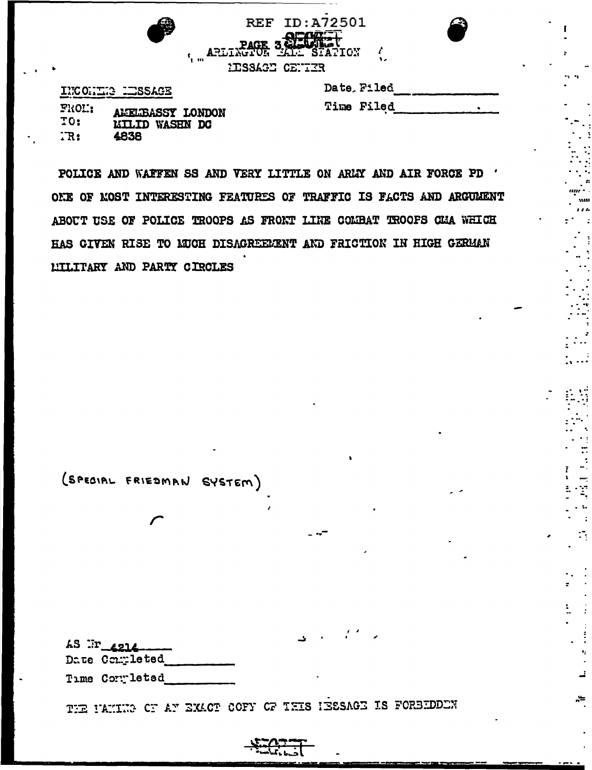REF ID:A72501

SECRET

PAGE 3

ARLINGTON HALL STATION

MESSAGE CENTER

INCOMING MESSAGE

FROM: AMEMBASSY LONDON
TO: MILID WASHN DC
NR: 4838

Date Filed\_\_\_\_\_\_\_\_\_\_\_\_

Time Filed\_\_\_\_\_\_\_\_\_\_\_\_

POLICE AND WAFFEN SS AND VERY LITTLE ON ARMY AND AIR FORCE PD ' ONE OF MOST INTERESTING FEATURES OF TRAFFIC IS FACTS AND ARGUMENT ABOUT USE OF POLICE TROOPS AS FRONT LINE COMBAT TROOPS CMA WHICH HAS GIVEN RISE TO MUCH DISAGREEMENT AND FRICTION IN HIGH GERMAN MILITARY AND PARTY CIRCLES

(SPECIAL FRIEDMAN SYSTEM)

AS Nr 4214

Date Completed\_\_\_\_\_\_\_\_\_

Time Completed\_\_\_\_\_\_\_\_\_

THE MAKING OF AN EXACT COPY OF THIS MESSAGE IS FORBIDDEN

SECRET